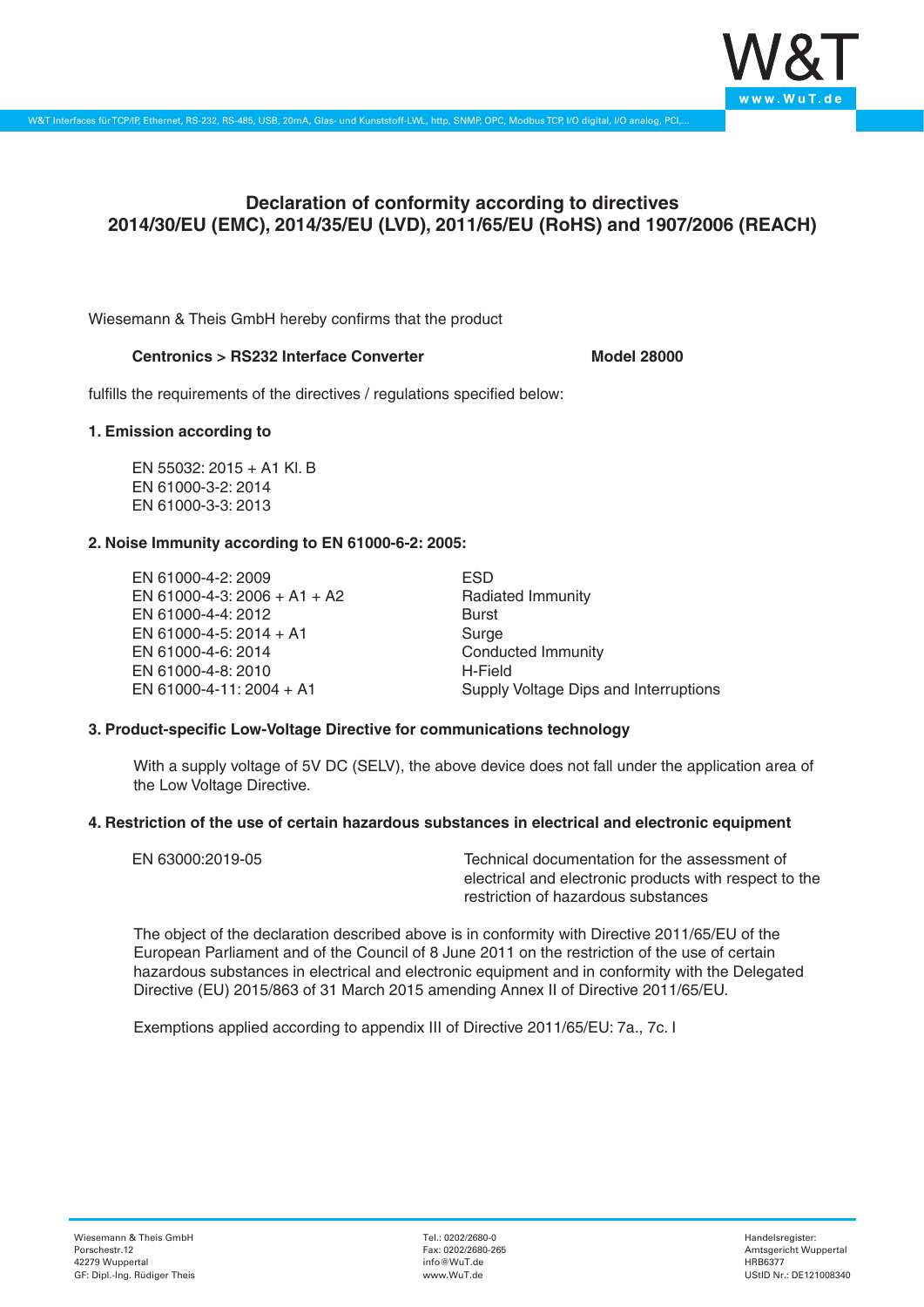# Declaration of conformity according to directives 2014/30/EU (EMC), 2014/35/EU (LVD), 2011/65/EU (RoHS) and 1907/2006 (REACH)

Wiesemann & Theis GmbH hereby confirms that the product

**Centronics > RS232 Interface Converter** **Model 28000**

fulfills the requirements of the directives / regulations specified below:

### 1. Emission according to

EN 55032: 2015 + A1 Kl. B
EN 61000-3-2: 2014
EN 61000-3-3: 2013

### 2. Noise Immunity according to EN 61000-6-2: 2005:

| | |
|---|---|
| EN 61000-4-2: 2009 | ESD |
| EN 61000-4-3: 2006 + A1 + A2 | Radiated Immunity |
| EN 61000-4-4: 2012 | Burst |
| EN 61000-4-5: 2014 + A1 | Surge |
| EN 61000-4-6: 2014 | Conducted Immunity |
| EN 61000-4-8: 2010 | H-Field |
| EN 61000-4-11: 2004 + A1 | Supply Voltage Dips and Interruptions |

### 3. Product-specific Low-Voltage Directive for communications technology

With a supply voltage of 5V DC (SELV), the above device does not fall under the application area of the Low Voltage Directive.

### 4. Restriction of the use of certain hazardous substances in electrical and electronic equipment

| | |
|---|---|
| EN 63000:2019-05 | Technical documentation for the assessment of electrical and electronic products with respect to the restriction of hazardous substances |

The object of the declaration described above is in conformity with Directive 2011/65/EU of the European Parliament and of the Council of 8 June 2011 on the restriction of the use of certain hazardous substances in electrical and electronic equipment and in conformity with the Delegated Directive (EU) 2015/863 of 31 March 2015 amending Annex II of Directive 2011/65/EU.

Exemptions applied according to appendix III of Directive 2011/65/EU: 7a., 7c. I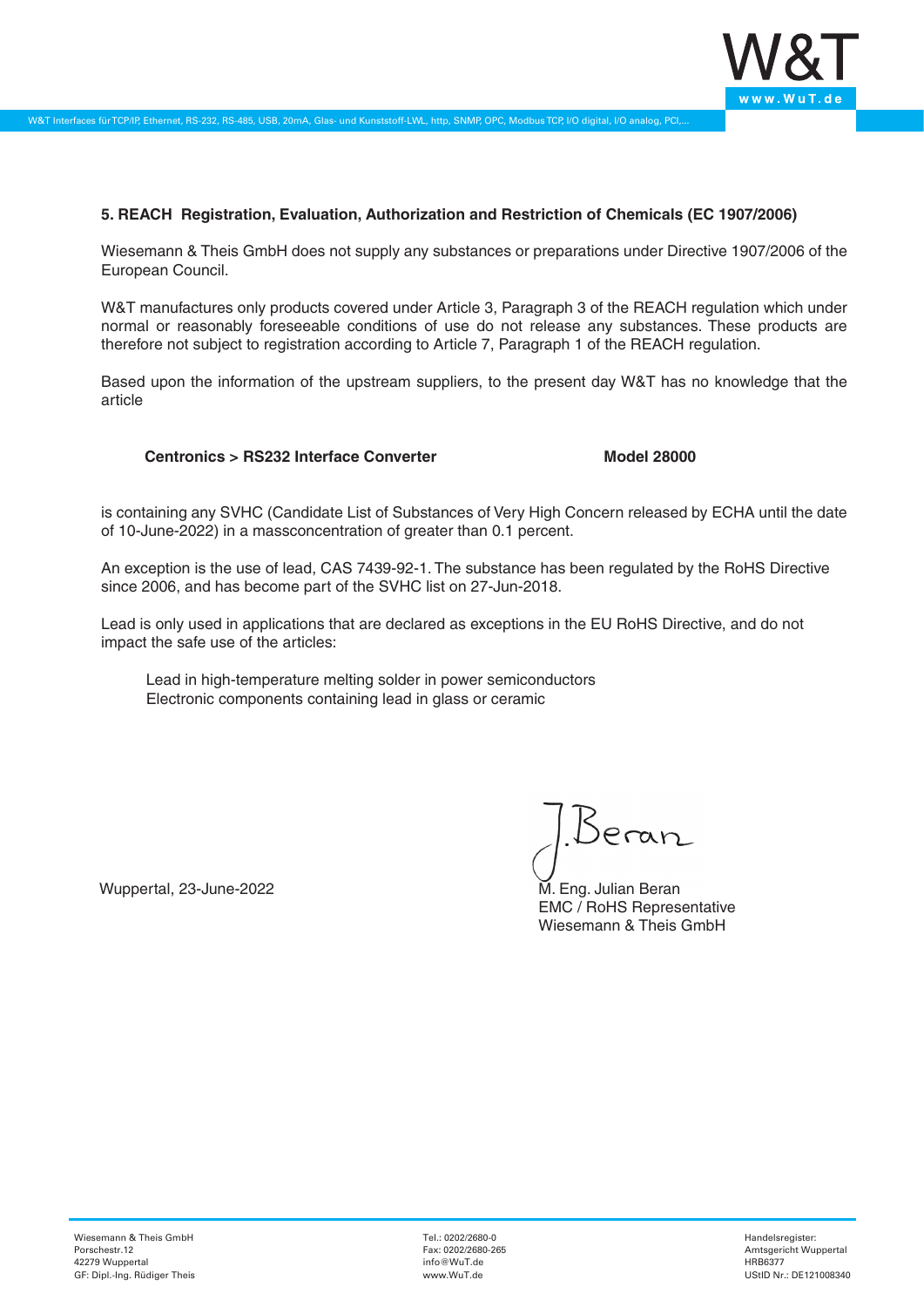## 5. REACH Registration, Evaluation, Authorization and Restriction of Chemicals (EC 1907/2006)

Wiesemann & Theis GmbH does not supply any substances or preparations under Directive 1907/2006 of the European Council.

W&T manufactures only products covered under Article 3, Paragraph 3 of the REACH regulation which under normal or reasonably foreseeable conditions of use do not release any substances. These products are therefore not subject to registration according to Article 7, Paragraph 1 of the REACH regulation.

Based upon the information of the upstream suppliers, to the present day W&T has no knowledge that the article

**Centronics > RS232 Interface Converter** **Model 28000**

is containing any SVHC (Candidate List of Substances of Very High Concern released by ECHA until the date of 10-June-2022) in a massconcentration of greater than 0.1 percent.

An exception is the use of lead, CAS 7439-92-1. The substance has been regulated by the RoHS Directive since 2006, and has become part of the SVHC list on 27-Jun-2018.

Lead is only used in applications that are declared as exceptions in the EU RoHS Directive, and do not impact the safe use of the articles:

Lead in high-temperature melting solder in power semiconductors
Electronic components containing lead in glass or ceramic

Wuppertal, 23-June-2022

J. Beran

M. Eng. Julian Beran
EMC / RoHS Representative
Wiesemann & Theis GmbH

Wiesemann & Theis GmbH
Porschestr.12
42279 Wuppertal
GF: Dipl.-Ing. Rüdiger Theis

Tel.: 0202/2680-0
Fax: 0202/2680-265
info@WuT.de
www.WuT.de

Handelsregister:
Amtsgericht Wuppertal
HRB6377
UStID Nr.: DE121008340